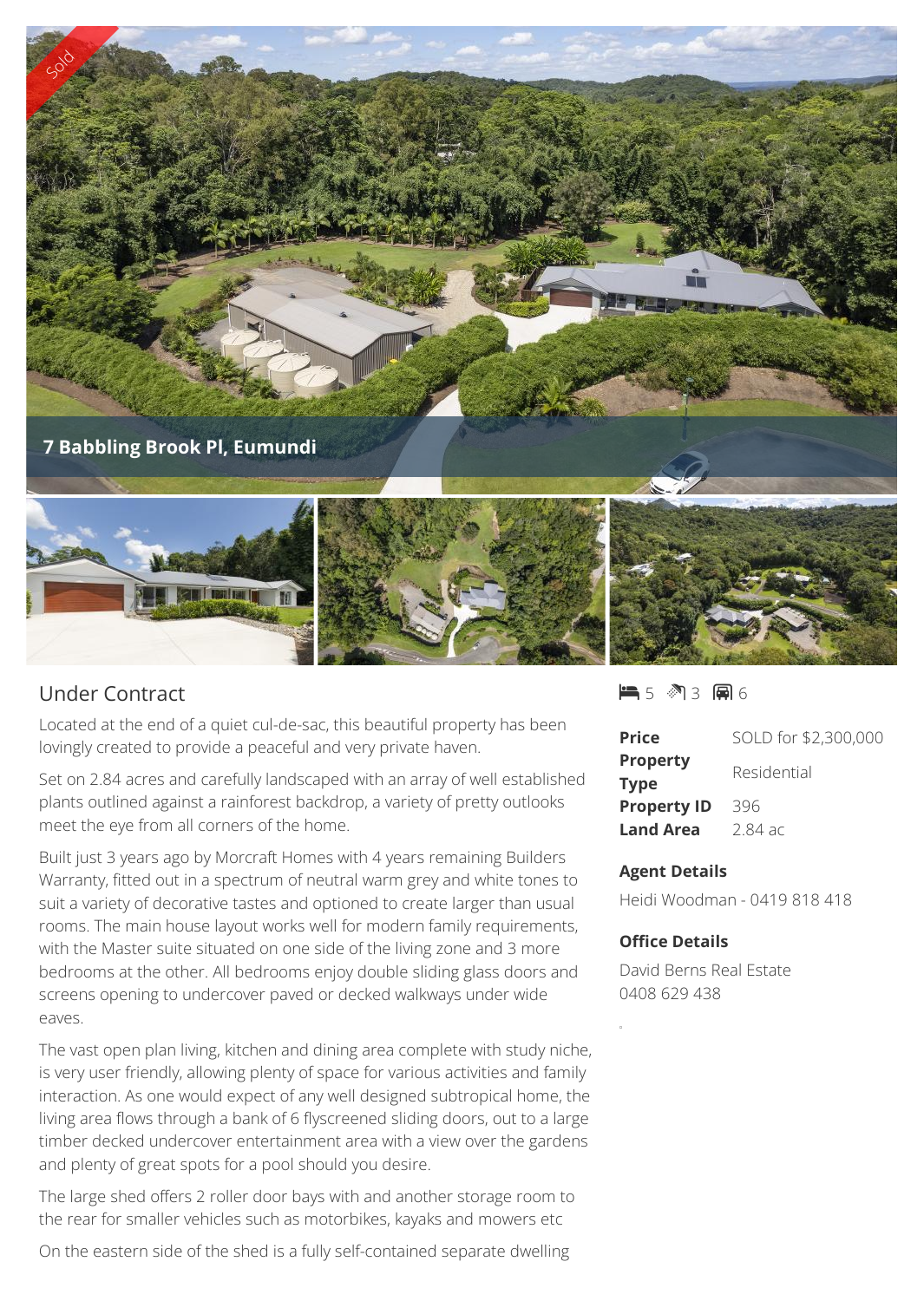Sold

# 7 Babbling Brook Pl, Eumundi

## Under Contract

Located at the end of a quiet cul-de-sac, this beautiful property has been lovingly created to provide a peaceful and very private haven.

Set on 2.84 acres and carefully landscaped with an array of well established plants outlined against a rainforest backdrop, a variety of pretty outlooks meet the eye from all corners of the home.

Built just 3 years ago by Morcraft Homes with 4 years remaining Builders Warranty, fitted out in a spectrum of neutral warm grey and white tones to suit a variety of decorative tastes and optioned to create larger than usual rooms. The main house layout works well for modern family requirements, with the Master suite situated on one side of the living zone and 3 more bedrooms at the other. All bedrooms enjoy double sliding glass doors and screens opening to undercover paved or decked walkways under wide eaves.

The vast open plan living, kitchen and dining area complete with study niche, is very user friendly, allowing plenty of space for various activities and family interaction. As one would expect of any well designed subtropical home, the living area flows through a bank of 6 flyscreened sliding doors, out to a large timber decked undercover entertainment area with a view over the gardens and plenty of great spots for a pool should you desire.

The large shed offers 2 roller door bays with and another storage room to the rear for smaller vehicles such as motorbikes, kayaks and mowers etc

On the eastern side of the shed is a fully self-contained separate dwelling

5 | 3 | 6

| | |
|---|---|
| **Price** | SOLD for $2,300,000 |
| **Property Type** | Residential |
| **Property ID** | 396 |
| **Land Area** | 2.84 ac |

**Agent Details**

Heidi Woodman - 0419 818 418

**Office Details**

David Berns Real Estate
0408 629 438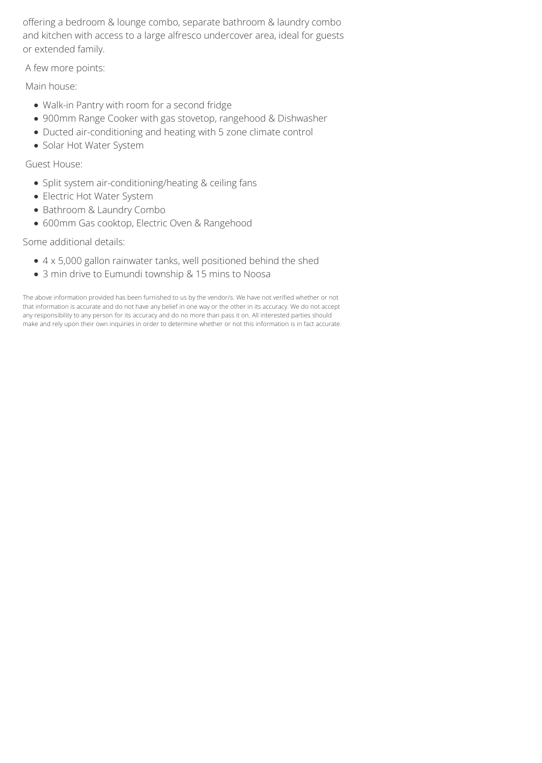offering a bedroom & lounge combo, separate bathroom & laundry combo and kitchen with access to a large alfresco undercover area, ideal for guests or extended family.

A few more points:

Main house:

- Walk-in Pantry with room for a second fridge
- 900mm Range Cooker with gas stovetop, rangehood & Dishwasher
- Ducted air-conditioning and heating with 5 zone climate control
- Solar Hot Water System

Guest House:

- Split system air-conditioning/heating & ceiling fans
- Electric Hot Water System
- Bathroom & Laundry Combo
- 600mm Gas cooktop, Electric Oven & Rangehood

Some additional details:

- 4 x 5,000 gallon rainwater tanks, well positioned behind the shed
- 3 min drive to Eumundi township & 15 mins to Noosa

The above information provided has been furnished to us by the vendor/s. We have not verified whether or not that information is accurate and do not have any belief in one way or the other in its accuracy. We do not accept any responsibility to any person for its accuracy and do no more than pass it on. All interested parties should make and rely upon their own inquiries in order to determine whether or not this information is in fact accurate.